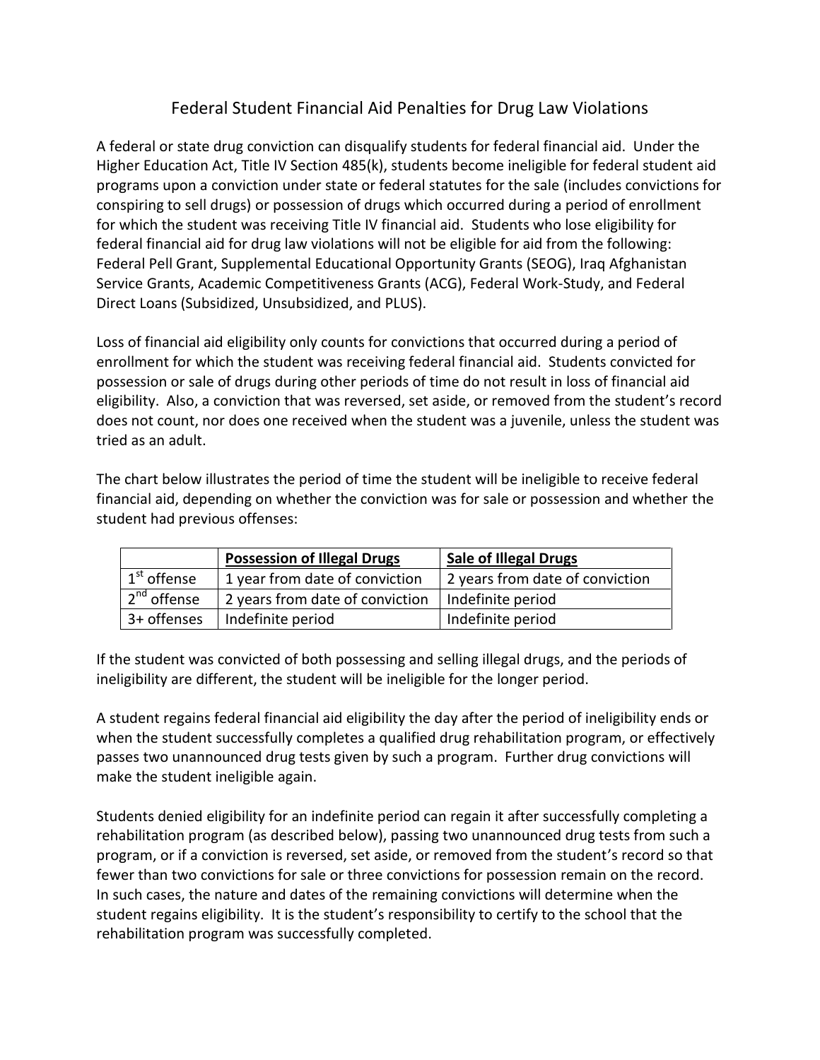# Federal Student Financial Aid Penalties for Drug Law Violations

A federal or state drug conviction can disqualify students for federal financial aid. Under the Higher Education Act, Title IV Section 485(k), students become ineligible for federal student aid programs upon a conviction under state or federal statutes for the sale (includes convictions for conspiring to sell drugs) or possession of drugs which occurred during a period of enrollment for which the student was receiving Title IV financial aid. Students who lose eligibility for federal financial aid for drug law violations will not be eligible for aid from the following: Federal Pell Grant, Supplemental Educational Opportunity Grants (SEOG), Iraq Afghanistan Service Grants, Academic Competitiveness Grants (ACG), Federal Work-Study, and Federal Direct Loans (Subsidized, Unsubsidized, and PLUS).

Loss of financial aid eligibility only counts for convictions that occurred during a period of enrollment for which the student was receiving federal financial aid. Students convicted for possession or sale of drugs during other periods of time do not result in loss of financial aid eligibility. Also, a conviction that was reversed, set aside, or removed from the student's record does not count, nor does one received when the student was a juvenile, unless the student was tried as an adult.

The chart below illustrates the period of time the student will be ineligible to receive federal financial aid, depending on whether the conviction was for sale or possession and whether the student had previous offenses:

| | **Possession of Illegal Drugs** | **Sale of Illegal Drugs** |
|---|---|---|
| 1st offense | 1 year from date of conviction | 2 years from date of conviction |
| 2nd offense | 2 years from date of conviction | Indefinite period |
| 3+ offenses | Indefinite period | Indefinite period |

If the student was convicted of both possessing and selling illegal drugs, and the periods of ineligibility are different, the student will be ineligible for the longer period.

A student regains federal financial aid eligibility the day after the period of ineligibility ends or when the student successfully completes a qualified drug rehabilitation program, or effectively passes two unannounced drug tests given by such a program. Further drug convictions will make the student ineligible again.

Students denied eligibility for an indefinite period can regain it after successfully completing a rehabilitation program (as described below), passing two unannounced drug tests from such a program, or if a conviction is reversed, set aside, or removed from the student's record so that fewer than two convictions for sale or three convictions for possession remain on the record. In such cases, the nature and dates of the remaining convictions will determine when the student regains eligibility. It is the student's responsibility to certify to the school that the rehabilitation program was successfully completed.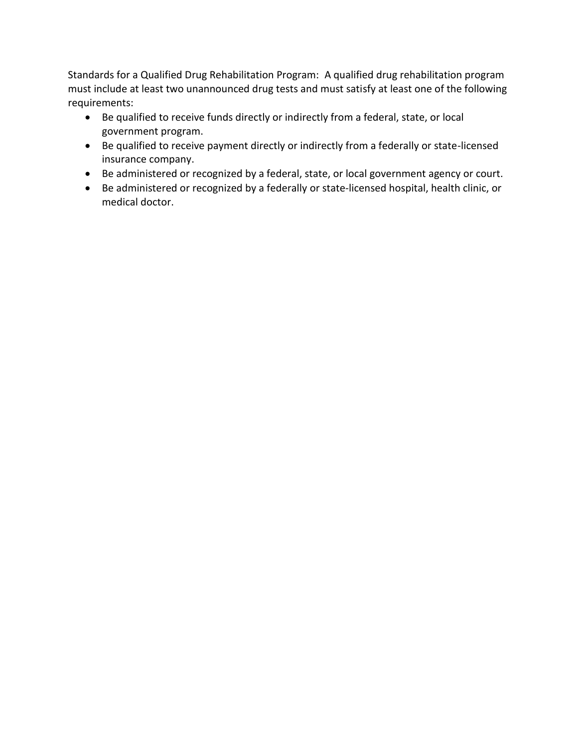Standards for a Qualified Drug Rehabilitation Program: A qualified drug rehabilitation program must include at least two unannounced drug tests and must satisfy at least one of the following requirements:

- Be qualified to receive funds directly or indirectly from a federal, state, or local government program.
- Be qualified to receive payment directly or indirectly from a federally or state-licensed insurance company.
- Be administered or recognized by a federal, state, or local government agency or court.
- Be administered or recognized by a federally or state-licensed hospital, health clinic, or medical doctor.